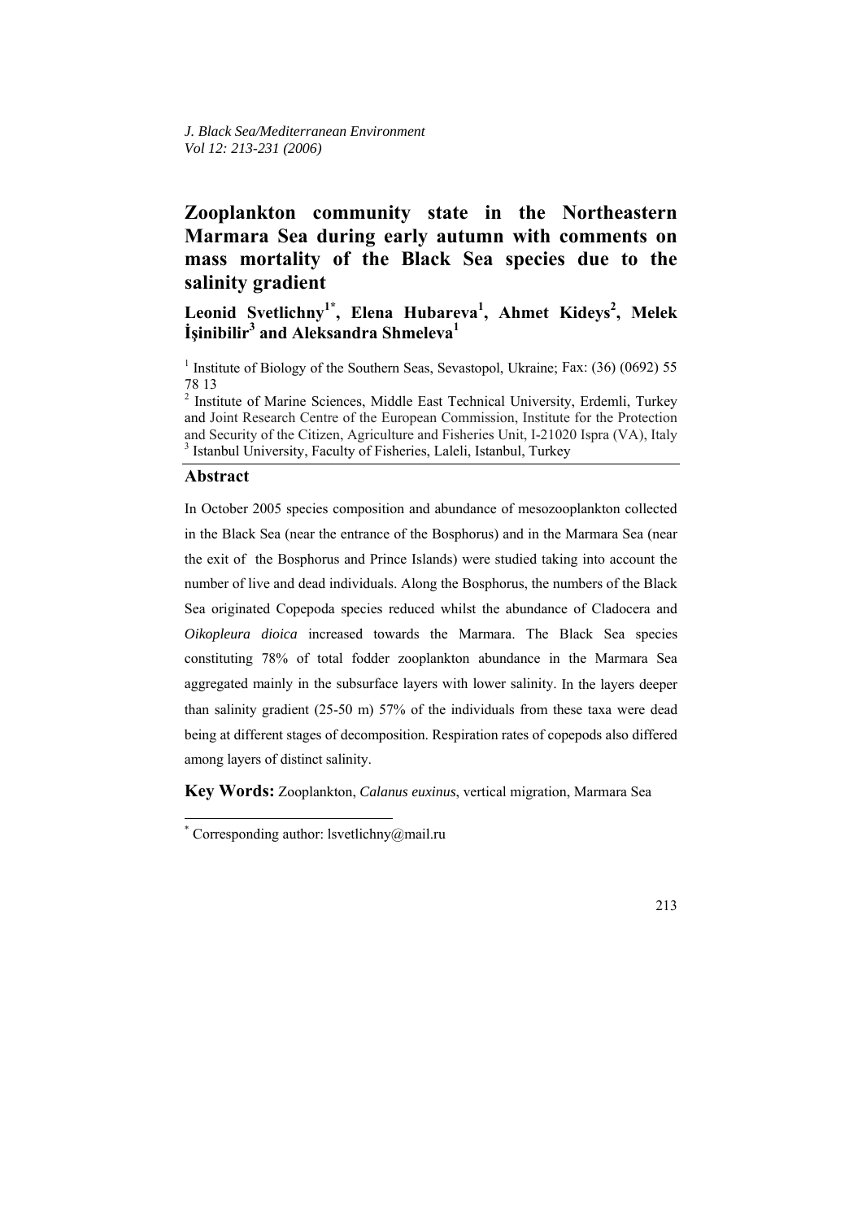# Zooplankton community state in the Northeastern Marmara Sea during early autumn with comments on mass mortality of the Black Sea species due to the salinity gradient

**Leonid Svetlichny[1*], Elena Hubareva[1], Ahmet Kideys[2], Melek İşinibilir[3] and Aleksandra Shmeleva[1]**

[1] Institute of Biology of the Southern Seas, Sevastopol, Ukraine; Fax: (36) (0692) 55 78 13

[2] Institute of Marine Sciences, Middle East Technical University, Erdemli, Turkey and Joint Research Centre of the European Commission, Institute for the Protection and Security of the Citizen, Agriculture and Fisheries Unit, I-21020 Ispra (VA), Italy

[3] Istanbul University, Faculty of Fisheries, Laleli, Istanbul, Turkey

## Abstract

In October 2005 species composition and abundance of mesozooplankton collected in the Black Sea (near the entrance of the Bosphorus) and in the Marmara Sea (near the exit of the Bosphorus and Prince Islands) were studied taking into account the number of live and dead individuals. Along the Bosphorus, the numbers of the Black Sea originated Copepoda species reduced whilst the abundance of Cladocera and *Oikopleura dioica* increased towards the Marmara. The Black Sea species constituting 78% of total fodder zooplankton abundance in the Marmara Sea aggregated mainly in the subsurface layers with lower salinity. In the layers deeper than salinity gradient (25-50 m) 57% of the individuals from these taxa were dead being at different stages of decomposition. Respiration rates of copepods also differed among layers of distinct salinity.

**Key Words:** Zooplankton, *Calanus euxinus*, vertical migration, Marmara Sea

[*] Corresponding author: lsvetlichny@mail.ru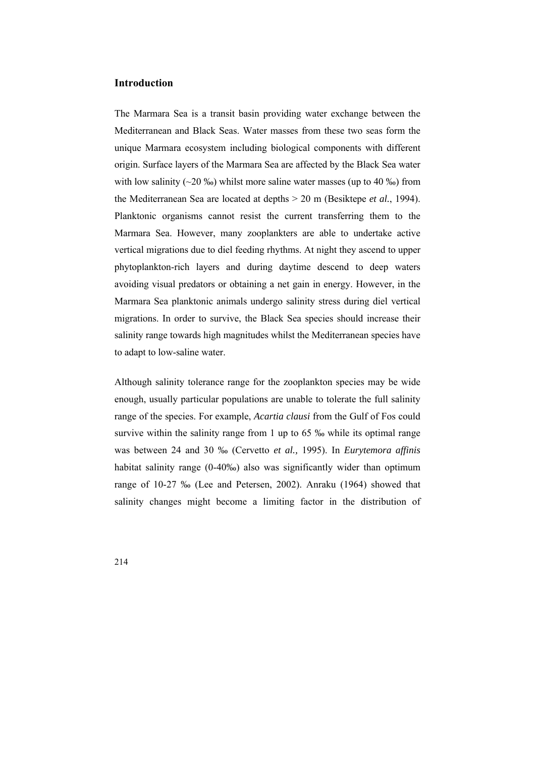## Introduction

The Marmara Sea is a transit basin providing water exchange between the Mediterranean and Black Seas. Water masses from these two seas form the unique Marmara ecosystem including biological components with different origin. Surface layers of the Marmara Sea are affected by the Black Sea water with low salinity (~20 ‰) whilst more saline water masses (up to 40 ‰) from the Mediterranean Sea are located at depths > 20 m (Besiktepe *et al.*, 1994). Planktonic organisms cannot resist the current transferring them to the Marmara Sea. However, many zooplankters are able to undertake active vertical migrations due to diel feeding rhythms. At night they ascend to upper phytoplankton-rich layers and during daytime descend to deep waters avoiding visual predators or obtaining a net gain in energy. However, in the Marmara Sea planktonic animals undergo salinity stress during diel vertical migrations. In order to survive, the Black Sea species should increase their salinity range towards high magnitudes whilst the Mediterranean species have to adapt to low-saline water.

Although salinity tolerance range for the zooplankton species may be wide enough, usually particular populations are unable to tolerate the full salinity range of the species. For example, *Acartia clausi* from the Gulf of Fos could survive within the salinity range from 1 up to 65 ‰ while its optimal range was between 24 and 30 ‰ (Cervetto *et al.,* 1995). In *Eurytemora affinis* habitat salinity range (0-40‰) also was significantly wider than optimum range of 10-27 ‰ (Lee and Petersen, 2002). Anraku (1964) showed that salinity changes might become a limiting factor in the distribution of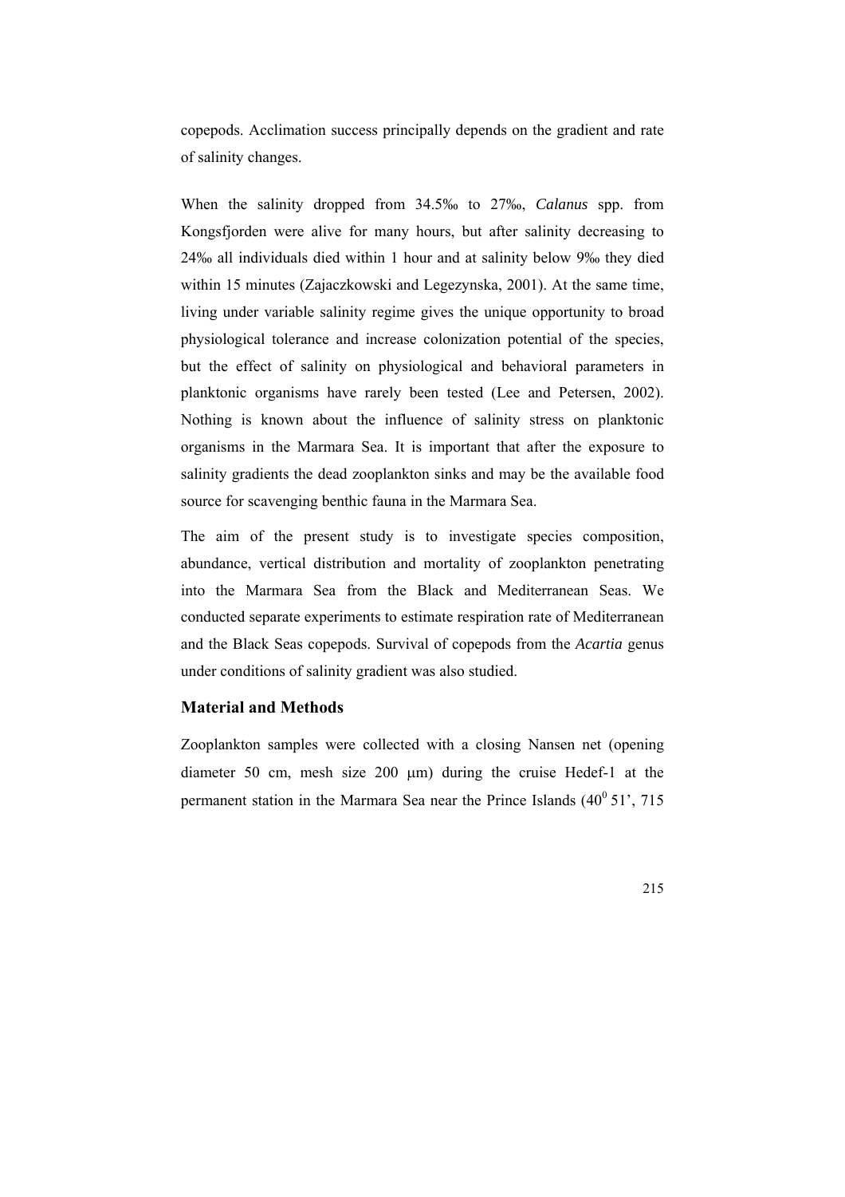copepods. Acclimation success principally depends on the gradient and rate of salinity changes.

When the salinity dropped from 34.5‰ to 27‰, *Calanus* spp. from Kongsfjorden were alive for many hours, but after salinity decreasing to 24‰ all individuals died within 1 hour and at salinity below 9‰ they died within 15 minutes (Zajaczkowski and Legezynska, 2001). At the same time, living under variable salinity regime gives the unique opportunity to broad physiological tolerance and increase colonization potential of the species, but the effect of salinity on physiological and behavioral parameters in planktonic organisms have rarely been tested (Lee and Petersen, 2002). Nothing is known about the influence of salinity stress on planktonic organisms in the Marmara Sea. It is important that after the exposure to salinity gradients the dead zooplankton sinks and may be the available food source for scavenging benthic fauna in the Marmara Sea.

The aim of the present study is to investigate species composition, abundance, vertical distribution and mortality of zooplankton penetrating into the Marmara Sea from the Black and Mediterranean Seas. We conducted separate experiments to estimate respiration rate of Mediterranean and the Black Seas copepods. Survival of copepods from the *Acartia* genus under conditions of salinity gradient was also studied.

## Material and Methods

Zooplankton samples were collected with a closing Nansen net (opening diameter 50 cm, mesh size 200 μm) during the cruise Hedef-1 at the permanent station in the Marmara Sea near the Prince Islands ($40^0$ 51', 715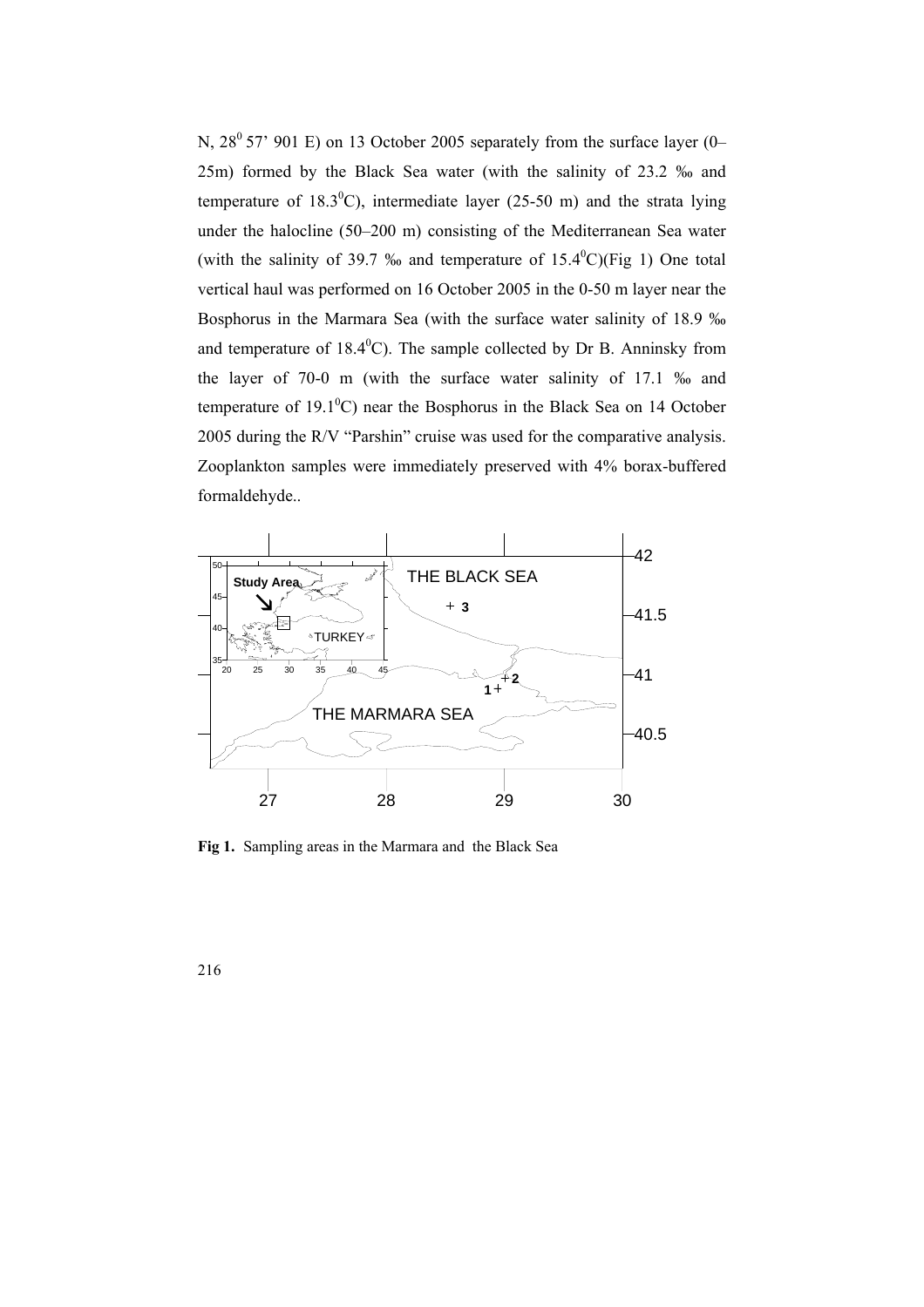N, $28^0$ 57' 901 E) on 13 October 2005 separately from the surface layer (0–25m) formed by the Black Sea water (with the salinity of 23.2 ‰ and temperature of $18.3^0$C), intermediate layer (25-50 m) and the strata lying under the halocline (50–200 m) consisting of the Mediterranean Sea water (with the salinity of 39.7 ‰ and temperature of $15.4^0$C)(Fig 1) One total vertical haul was performed on 16 October 2005 in the 0-50 m layer near the Bosphorus in the Marmara Sea (with the surface water salinity of 18.9 ‰ and temperature of $18.4^0$C). The sample collected by Dr B. Anninsky from the layer of 70-0 m (with the surface water salinity of 17.1 ‰ and temperature of $19.1^0$C) near the Bosphorus in the Black Sea on 14 October 2005 during the R/V "Parshin" cruise was used for the comparative analysis. Zooplankton samples were immediately preserved with 4% borax-buffered formaldehyde..

**Fig 1.** Sampling areas in the Marmara and the Black Sea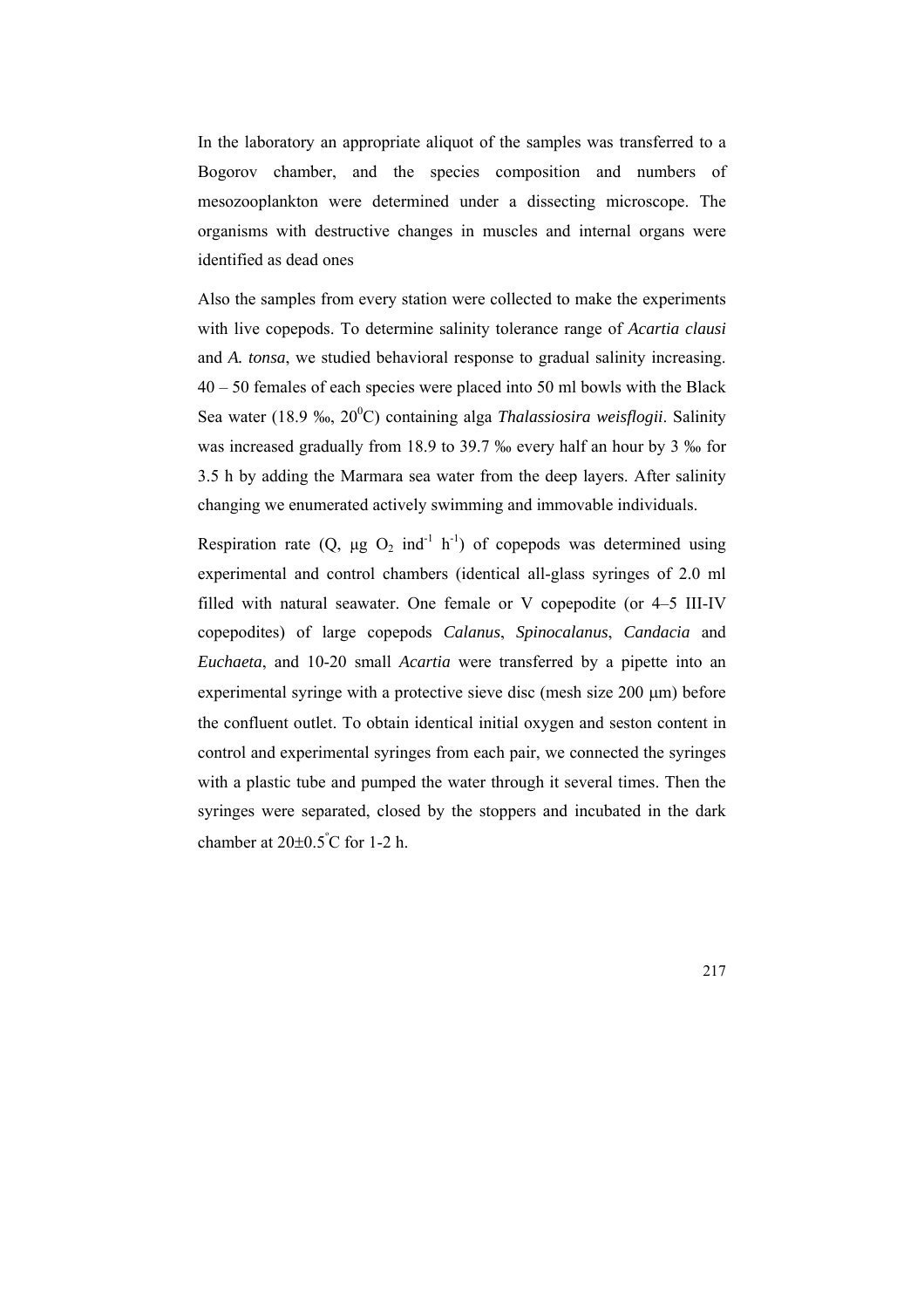In the laboratory an appropriate aliquot of the samples was transferred to a Bogorov chamber, and the species composition and numbers of mesozooplankton were determined under a dissecting microscope. The organisms with destructive changes in muscles and internal organs were identified as dead ones

Also the samples from every station were collected to make the experiments with live copepods. To determine salinity tolerance range of *Acartia clausi* and *A. tonsa*, we studied behavioral response to gradual salinity increasing. 40 – 50 females of each species were placed into 50 ml bowls with the Black Sea water (18.9 ‰, $20^0$C) containing alga *Thalassiosira weisflogii*. Salinity was increased gradually from 18.9 to 39.7 ‰ every half an hour by 3 ‰ for 3.5 h by adding the Marmara sea water from the deep layers. After salinity changing we enumerated actively swimming and immovable individuals.

Respiration rate (Q, μg $O_2$ $ind^{-1}$ $h^{-1}$) of copepods was determined using experimental and control chambers (identical all-glass syringes of 2.0 ml filled with natural seawater. One female or V copepodite (or 4–5 III-IV copepodites) of large copepods *Calanus*, *Spinocalanus*, *Candacia* and *Euchaeta*, and 10-20 small *Acartia* were transferred by a pipette into an experimental syringe with a protective sieve disc (mesh size 200 μm) before the confluent outlet. To obtain identical initial oxygen and seston content in control and experimental syringes from each pair, we connected the syringes with a plastic tube and pumped the water through it several times. Then the syringes were separated, closed by the stoppers and incubated in the dark chamber at 20±0.5°C for 1-2 h.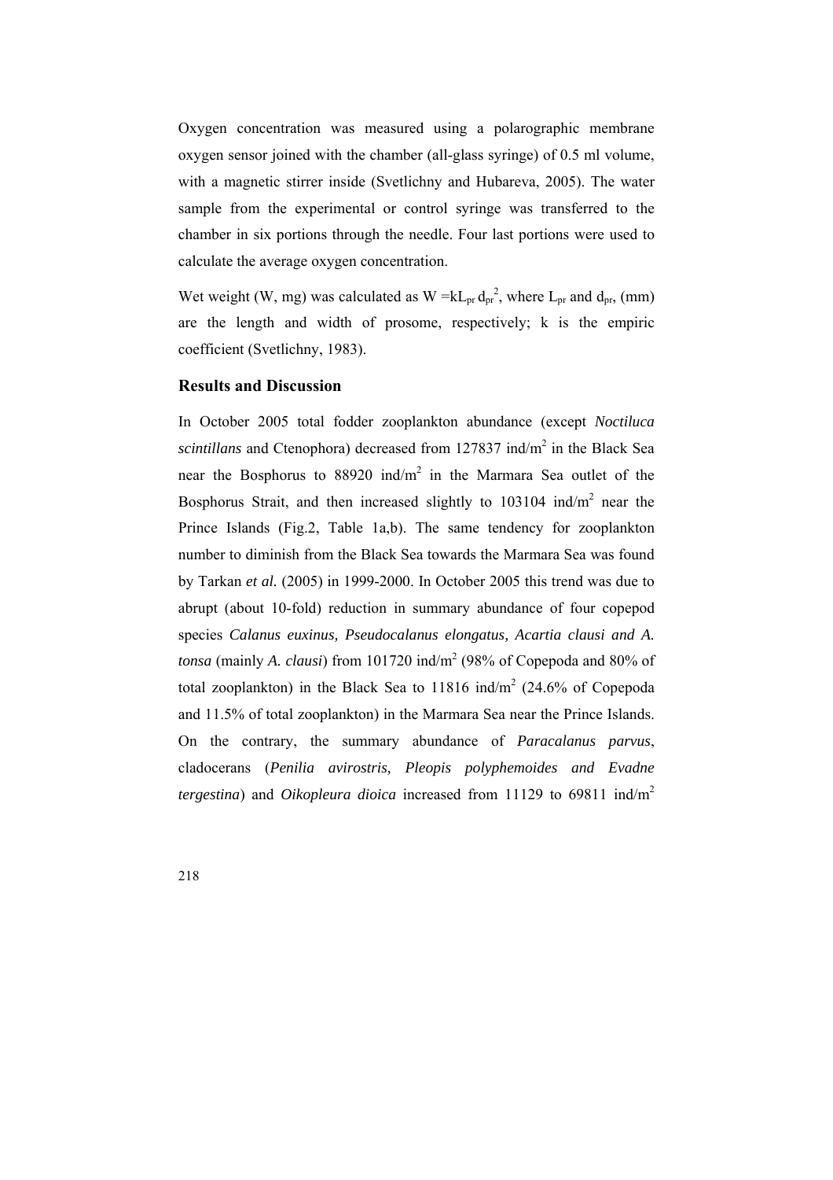Oxygen concentration was measured using a polarographic membrane oxygen sensor joined with the chamber (all-glass syringe) of 0.5 ml volume, with a magnetic stirrer inside (Svetlichny and Hubareva, 2005). The water sample from the experimental or control syringe was transferred to the chamber in six portions through the needle. Four last portions were used to calculate the average oxygen concentration.

Wet weight (W, mg) was calculated as $W = kL_{pr} d_{pr}^2$, where $L_{pr}$ and $d_{pr}$, (mm) are the length and width of prosome, respectively; k is the empiric coefficient (Svetlichny, 1983).

## Results and Discussion

In October 2005 total fodder zooplankton abundance (except *Noctiluca scintillans* and Ctenophora) decreased from 127837 ind/m$^2$ in the Black Sea near the Bosphorus to 88920 ind/m$^2$ in the Marmara Sea outlet of the Bosphorus Strait, and then increased slightly to 103104 ind/m$^2$ near the Prince Islands (Fig.2, Table 1a,b). The same tendency for zooplankton number to diminish from the Black Sea towards the Marmara Sea was found by Tarkan *et al.* (2005) in 1999-2000. In October 2005 this trend was due to abrupt (about 10-fold) reduction in summary abundance of four copepod species *Calanus euxinus, Pseudocalanus elongatus, Acartia clausi and A. tonsa* (mainly *A. clausi*) from 101720 ind/m$^2$ (98% of Copepoda and 80% of total zooplankton) in the Black Sea to 11816 ind/m$^2$ (24.6% of Copepoda and 11.5% of total zooplankton) in the Marmara Sea near the Prince Islands. On the contrary, the summary abundance of *Paracalanus parvus*, cladocerans (*Penilia avirostris, Pleopis polyphemoides and Evadne tergestina*) and *Oikopleura dioica* increased from 11129 to 69811 ind/m$^2$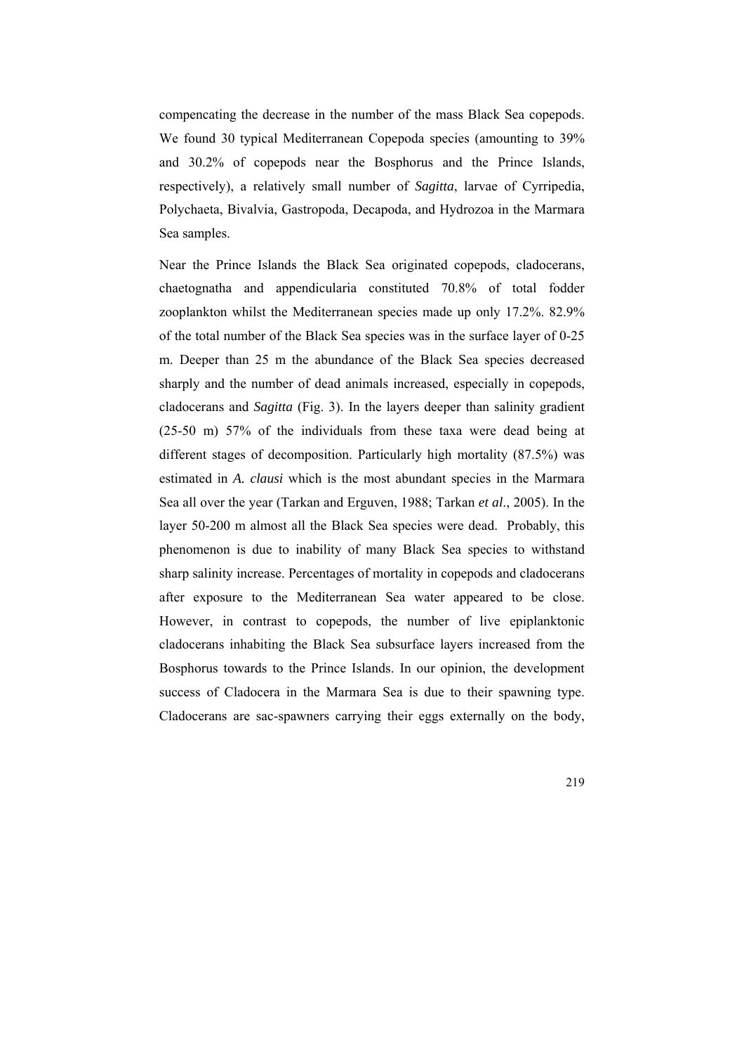compencating the decrease in the number of the mass Black Sea copepods. We found 30 typical Mediterranean Copepoda species (amounting to 39% and 30.2% of copepods near the Bosphorus and the Prince Islands, respectively), a relatively small number of *Sagitta*, larvae of Cyrripedia, Polychaeta, Bivalvia, Gastropoda, Decapoda, and Hydrozoa in the Marmara Sea samples.

Near the Prince Islands the Black Sea originated copepods, cladocerans, chaetognatha and appendicularia constituted 70.8% of total fodder zooplankton whilst the Mediterranean species made up only 17.2%. 82.9% of the total number of the Black Sea species was in the surface layer of 0-25 m. Deeper than 25 m the abundance of the Black Sea species decreased sharply and the number of dead animals increased, especially in copepods, cladocerans and *Sagitta* (Fig. 3). In the layers deeper than salinity gradient (25-50 m) 57% of the individuals from these taxa were dead being at different stages of decomposition. Particularly high mortality (87.5%) was estimated in *A. clausi* which is the most abundant species in the Marmara Sea all over the year (Tarkan and Erguven, 1988; Tarkan *et al*., 2005). In the layer 50-200 m almost all the Black Sea species were dead. Probably, this phenomenon is due to inability of many Black Sea species to withstand sharp salinity increase. Percentages of mortality in copepods and cladocerans after exposure to the Mediterranean Sea water appeared to be close. However, in contrast to copepods, the number of live epiplanktonic cladocerans inhabiting the Black Sea subsurface layers increased from the Bosphorus towards to the Prince Islands. In our opinion, the development success of Cladocera in the Marmara Sea is due to their spawning type. Cladocerans are sac-spawners carrying their eggs externally on the body,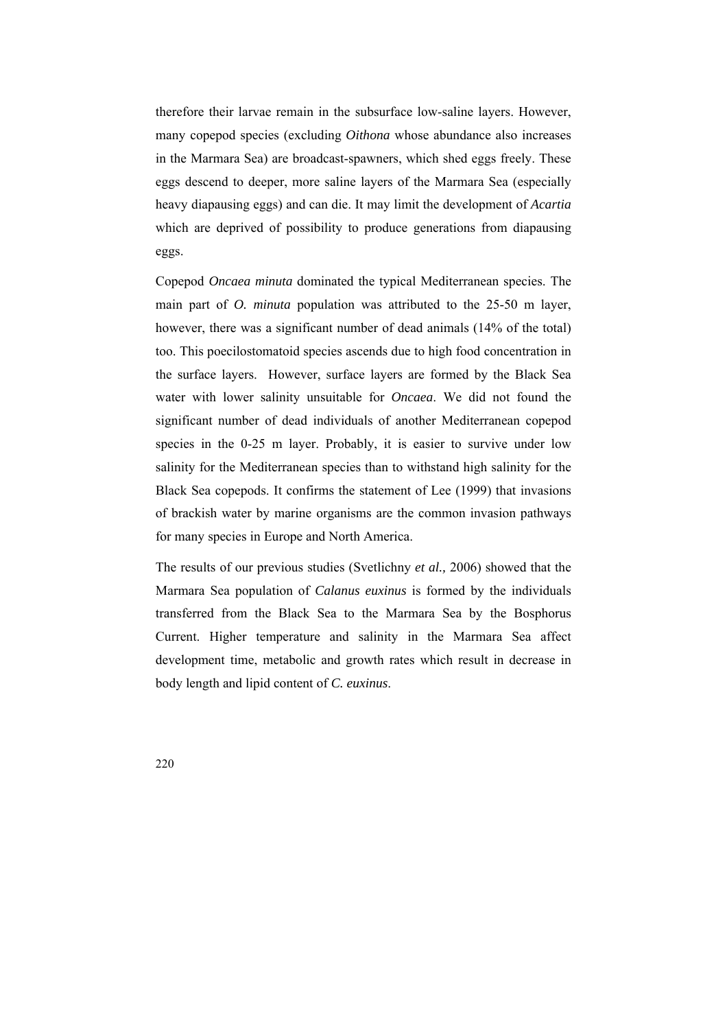therefore their larvae remain in the subsurface low-saline layers. However, many copepod species (excluding *Oithona* whose abundance also increases in the Marmara Sea) are broadcast-spawners, which shed eggs freely. These eggs descend to deeper, more saline layers of the Marmara Sea (especially heavy diapausing eggs) and can die. It may limit the development of *Acartia* which are deprived of possibility to produce generations from diapausing eggs.

Copepod *Oncaea minuta* dominated the typical Mediterranean species. The main part of *O. minuta* population was attributed to the 25-50 m layer, however, there was a significant number of dead animals (14% of the total) too. This poecilostomatoid species ascends due to high food concentration in the surface layers. However, surface layers are formed by the Black Sea water with lower salinity unsuitable for *Oncaea*. We did not found the significant number of dead individuals of another Mediterranean copepod species in the 0-25 m layer. Probably, it is easier to survive under low salinity for the Mediterranean species than to withstand high salinity for the Black Sea copepods. It confirms the statement of Lee (1999) that invasions of brackish water by marine organisms are the common invasion pathways for many species in Europe and North America.

The results of our previous studies (Svetlichny *et al.,* 2006) showed that the Marmara Sea population of *Calanus euxinus* is formed by the individuals transferred from the Black Sea to the Marmara Sea by the Bosphorus Current. Higher temperature and salinity in the Marmara Sea affect development time, metabolic and growth rates which result in decrease in body length and lipid content of *C. euxinus*.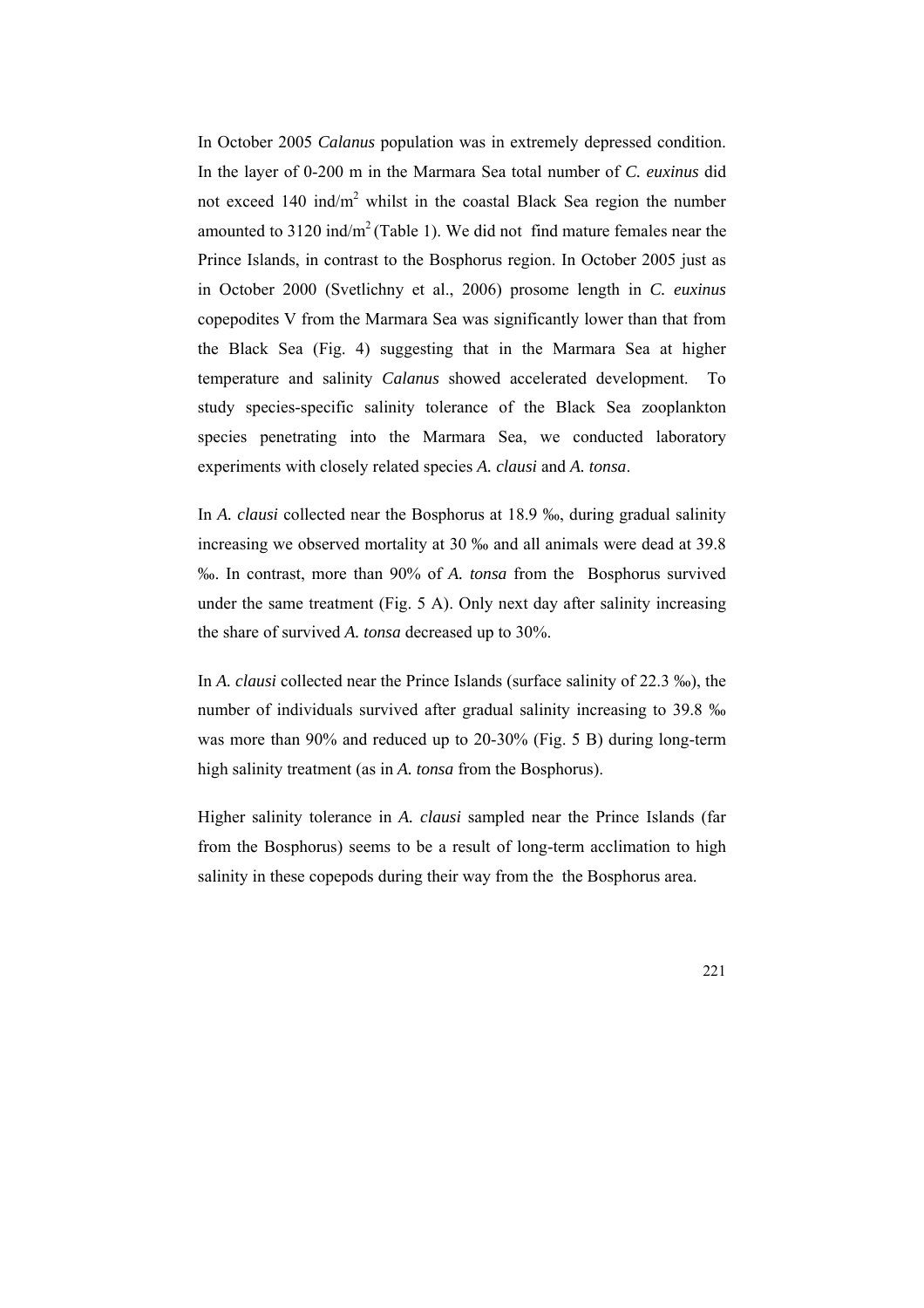In October 2005 *Calanus* population was in extremely depressed condition. In the layer of 0-200 m in the Marmara Sea total number of *C. euxinus* did not exceed 140 ind/$m^2$ whilst in the coastal Black Sea region the number amounted to 3120 ind/$m^2$ (Table 1). We did not find mature females near the Prince Islands, in contrast to the Bosphorus region. In October 2005 just as in October 2000 (Svetlichny et al., 2006) prosome length in *C. euxinus* copepodites V from the Marmara Sea was significantly lower than that from the Black Sea (Fig. 4) suggesting that in the Marmara Sea at higher temperature and salinity *Calanus* showed accelerated development. To study species-specific salinity tolerance of the Black Sea zooplankton species penetrating into the Marmara Sea, we conducted laboratory experiments with closely related species *A. clausi* and *A. tonsa*.

In *A. clausi* collected near the Bosphorus at 18.9 ‰, during gradual salinity increasing we observed mortality at 30 ‰ and all animals were dead at 39.8 ‰. In contrast, more than 90% of *A. tonsa* from the Bosphorus survived under the same treatment (Fig. 5 A). Only next day after salinity increasing the share of survived *A. tonsa* decreased up to 30%.

In *A. clausi* collected near the Prince Islands (surface salinity of 22.3 ‰), the number of individuals survived after gradual salinity increasing to 39.8 ‰ was more than 90% and reduced up to 20-30% (Fig. 5 B) during long-term high salinity treatment (as in *A. tonsa* from the Bosphorus).

Higher salinity tolerance in *A. clausi* sampled near the Prince Islands (far from the Bosphorus) seems to be a result of long-term acclimation to high salinity in these copepods during their way from the the Bosphorus area.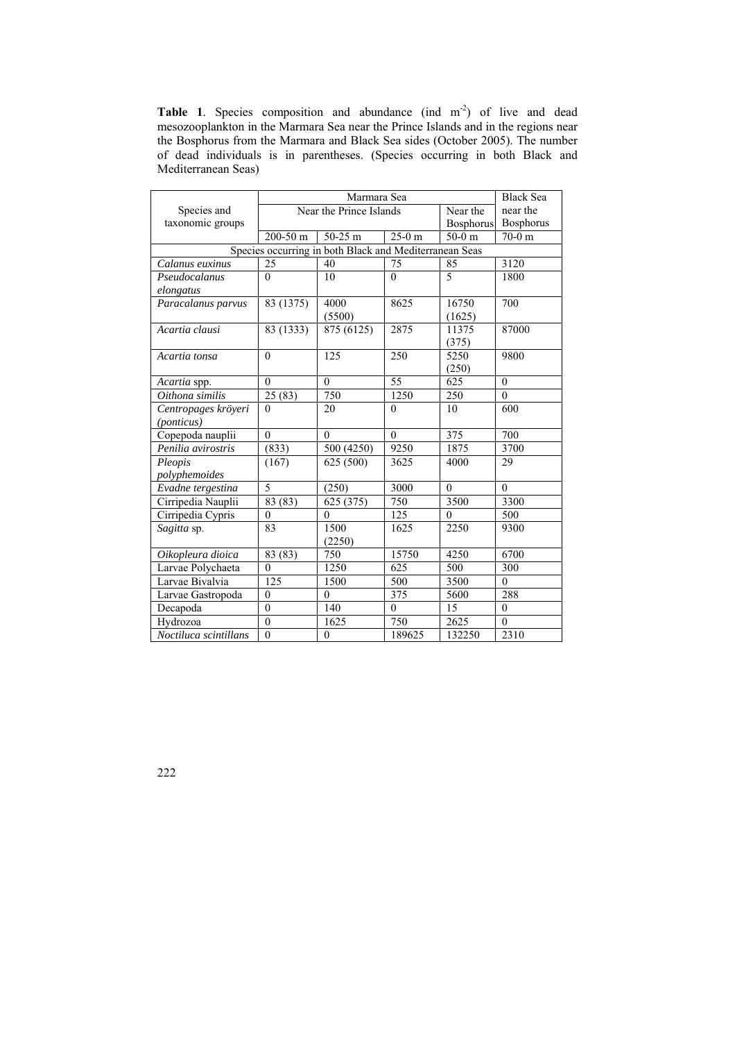**Table 1**. Species composition and abundance (ind $m^{-2}$) of live and dead mesozooplankton in the Marmara Sea near the Prince Islands and in the regions near the Bosphorus from the Marmara and Black Sea sides (October 2005). The number of dead individuals is in parentheses. (Species occurring in both Black and Mediterranean Seas)

| Species and taxonomic groups | Marmara Sea | | | | Black Sea near the Bosphorus |
|---|---|---|---|---|---|
| | Near the Prince Islands | | | Near the Bosphorus | |
| | 200-50 m | 50-25 m | 25-0 m | 50-0 m | 70-0 m |
| Species occurring in both Black and Mediterranean Seas | | | | | |
| *Calanus euxinus* | 25 | 40 | 75 | 85 | 3120 |
| *Pseudocalanus elongatus* | 0 | 10 | 0 | 5 | 1800 |
| *Paracalanus parvus* | 83 (1375) | 4000 (5500) | 8625 | 16750 (1625) | 700 |
| *Acartia clausi* | 83 (1333) | 875 (6125) | 2875 | 11375 (375) | 87000 |
| *Acartia tonsa* | 0 | 125 | 250 | 5250 (250) | 9800 |
| *Acartia* spp. | 0 | 0 | 55 | 625 | 0 |
| *Oithona similis* | 25 (83) | 750 | 1250 | 250 | 0 |
| *Centropages kröyeri (ponticus)* | 0 | 20 | 0 | 10 | 600 |
| Copepoda nauplii | 0 | 0 | 0 | 375 | 700 |
| *Penilia avirostris* | (833) | 500 (4250) | 9250 | 1875 | 3700 |
| *Pleopis polyphemoides* | (167) | 625 (500) | 3625 | 4000 | 29 |
| *Evadne tergestina* | 5 | (250) | 3000 | 0 | 0 |
| Cirripedia Nauplii | 83 (83) | 625 (375) | 750 | 3500 | 3300 |
| Cirripedia Cypris | 0 | 0 | 125 | 0 | 500 |
| *Sagitta* sp. | 83 | 1500 (2250) | 1625 | 2250 | 9300 |
| *Oikopleura dioica* | 83 (83) | 750 | 15750 | 4250 | 6700 |
| Larvae Polychaeta | 0 | 1250 | 625 | 500 | 300 |
| Larvae Bivalvia | 125 | 1500 | 500 | 3500 | 0 |
| Larvae Gastropoda | 0 | 0 | 375 | 5600 | 288 |
| Decapoda | 0 | 140 | 0 | 15 | 0 |
| Hydrozoa | 0 | 1625 | 750 | 2625 | 0 |
| *Noctiluca scintillans* | 0 | 0 | 189625 | 132250 | 2310 |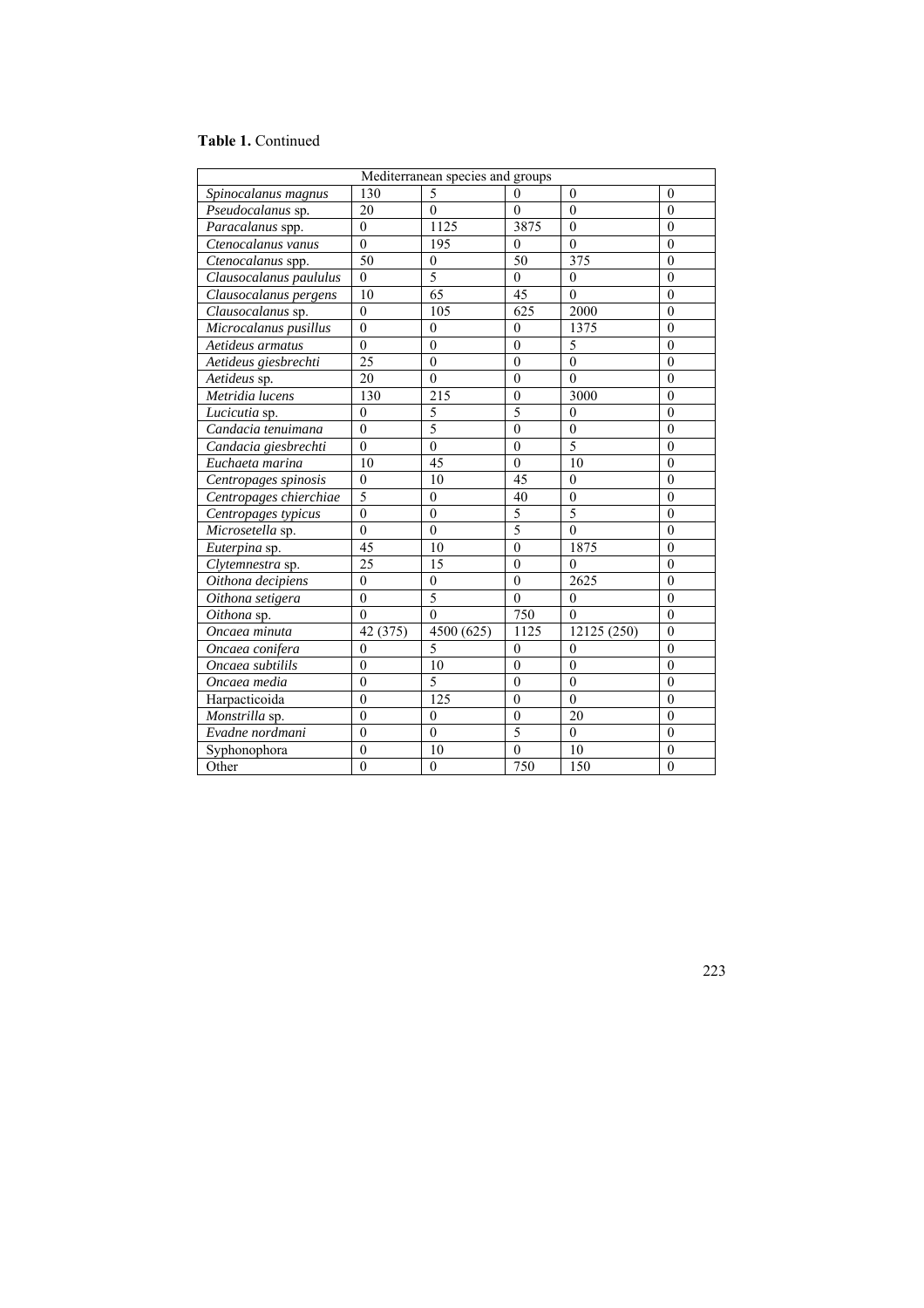**Table 1.** Continued

| | | | | | |
|---|---|---|---|---|---|
| Mediterranean species and groups | | | | | |
| *Spinocalanus magnus* | 130 | 5 | 0 | 0 | 0 |
| *Pseudocalanus* sp. | 20 | 0 | 0 | 0 | 0 |
| *Paracalanus* spp. | 0 | 1125 | 3875 | 0 | 0 |
| *Ctenocalanus vanus* | 0 | 195 | 0 | 0 | 0 |
| *Ctenocalanus* spp. | 50 | 0 | 50 | 375 | 0 |
| *Clausocalanus paululus* | 0 | 5 | 0 | 0 | 0 |
| *Clausocalanus pergens* | 10 | 65 | 45 | 0 | 0 |
| *Clausocalanus* sp. | 0 | 105 | 625 | 2000 | 0 |
| *Microcalanus pusillus* | 0 | 0 | 0 | 1375 | 0 |
| *Aetideus armatus* | 0 | 0 | 0 | 5 | 0 |
| *Aetideus giesbrechti* | 25 | 0 | 0 | 0 | 0 |
| *Aetideus* sp. | 20 | 0 | 0 | 0 | 0 |
| *Metridia lucens* | 130 | 215 | 0 | 3000 | 0 |
| *Lucicutia* sp. | 0 | 5 | 5 | 0 | 0 |
| *Candacia tenuimana* | 0 | 5 | 0 | 0 | 0 |
| *Candacia giesbrechti* | 0 | 0 | 0 | 5 | 0 |
| *Euchaeta marina* | 10 | 45 | 0 | 10 | 0 |
| *Centropages spinosis* | 0 | 10 | 45 | 0 | 0 |
| *Centropages chierchiae* | 5 | 0 | 40 | 0 | 0 |
| *Centropages typicus* | 0 | 0 | 5 | 5 | 0 |
| *Microsetella* sp. | 0 | 0 | 5 | 0 | 0 |
| *Euterpina* sp. | 45 | 10 | 0 | 1875 | 0 |
| *Clytemnestra* sp. | 25 | 15 | 0 | 0 | 0 |
| *Oithona decipiens* | 0 | 0 | 0 | 2625 | 0 |
| *Oithona setigera* | 0 | 5 | 0 | 0 | 0 |
| *Oithona* sp. | 0 | 0 | 750 | 0 | 0 |
| *Oncaea minuta* | 42 (375) | 4500 (625) | 1125 | 12125 (250) | 0 |
| *Oncaea conifera* | 0 | 5 | 0 | 0 | 0 |
| *Oncaea subtilils* | 0 | 10 | 0 | 0 | 0 |
| *Oncaea media* | 0 | 5 | 0 | 0 | 0 |
| Harpacticoida | 0 | 125 | 0 | 0 | 0 |
| *Monstrilla* sp. | 0 | 0 | 0 | 20 | 0 |
| *Evadne nordmani* | 0 | 0 | 5 | 0 | 0 |
| Syphonophora | 0 | 10 | 0 | 10 | 0 |
| Other | 0 | 0 | 750 | 150 | 0 |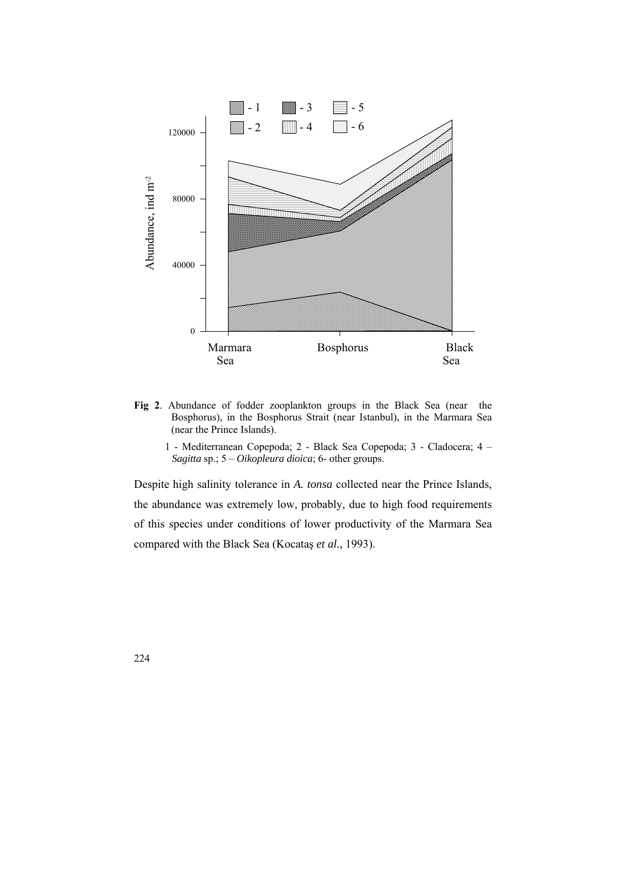- 1 - 3 - 5
- 2 - 4 - 6

120000

80000

40000

0

Abundance, ind m$^{-2}$

Marmara Sea

Bosphorus

Black Sea

**Fig 2**. Abundance of fodder zooplankton groups in the Black Sea (near the Bosphorus), in the Bosphorus Strait (near Istanbul), in the Marmara Sea (near the Prince Islands).

1 - Mediterranean Copepoda; 2 - Black Sea Copepoda; 3 - Cladocera; 4 – *Sagitta* sp.; 5 – *Oikopleura dioica*; 6- other groups.

Despite high salinity tolerance in *A. tonsa* collected near the Prince Islands, the abundance was extremely low, probably, due to high food requirements of this species under conditions of lower productivity of the Marmara Sea compared with the Black Sea (Kocataş *et al.,* 1993).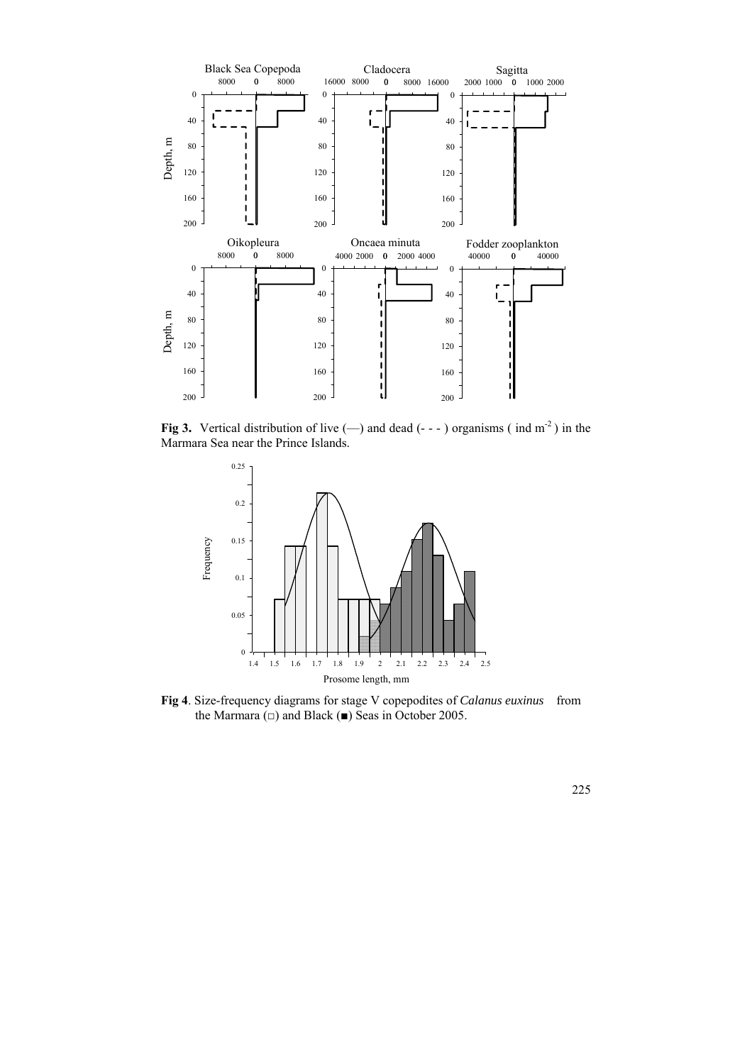Black Sea Copepoda

8000 0 8000

Depth, m

0
40
80
120
160
200

Cladocera

16000 8000 0 8000 16000

Sagitta

2000 1000 0 1000 2000

Oikopleura

8000 0 8000

Oncaea minuta

4000 2000 0 2000 4000

Fodder zooplankton

40000 0 40000

**Fig 3.** Vertical distribution of live (—) and dead (- - - ) organisms ( ind m$^{-2}$ ) in the Marmara Sea near the Prince Islands.

Frequency

0
0.05
0.1
0.15
0.2
0.25

1.4 1.5 1.6 1.7 1.8 1.9 2 2.1 2.2 2.3 2.4 2.5

Prosome length, mm

**Fig 4**. Size-frequency diagrams for stage V copepodites of *Calanus euxinus* from the Marmara (□) and Black (■) Seas in October 2005.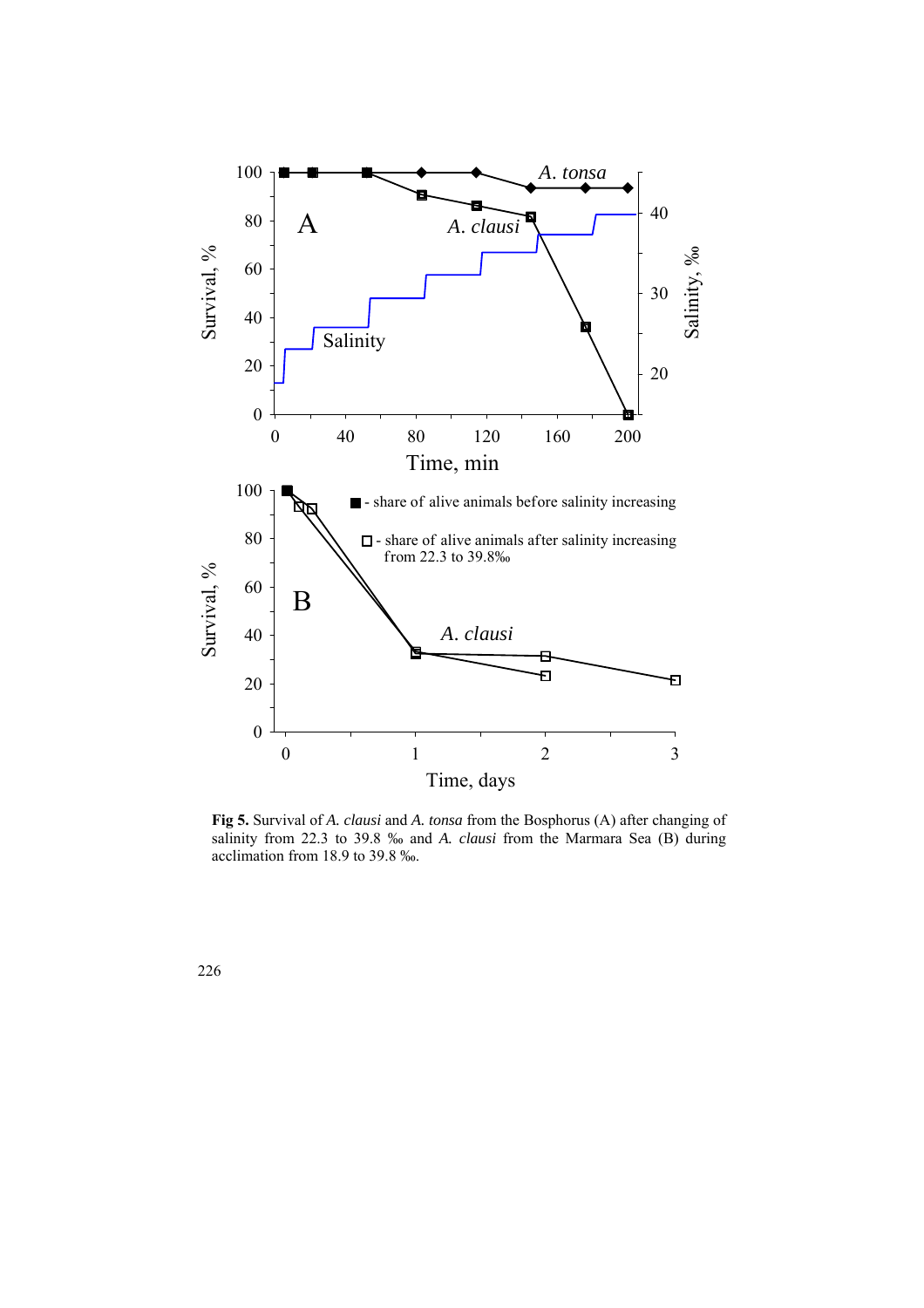100
80
60
40
20
0

Survival, %

A

*A. tonsa*

*A. clausi*

Salinity

40
30
20

Salinity, ‰

0
40
80
120
160
200

Time, min

100
80
60
40
20
0

Survival, %

B

■ - share of alive animals before salinity increasing

□ - share of alive animals after salinity increasing from 22.3 to 39.8‰

*A. clausi*

0
1
2
3

Time, days

**Fig 5.** Survival of *A. clausi* and *A. tonsa* from the Bosphorus (A) after changing of salinity from 22.3 to 39.8 ‰ and *A. clausi* from the Marmara Sea (B) during acclimation from 18.9 to 39.8 ‰.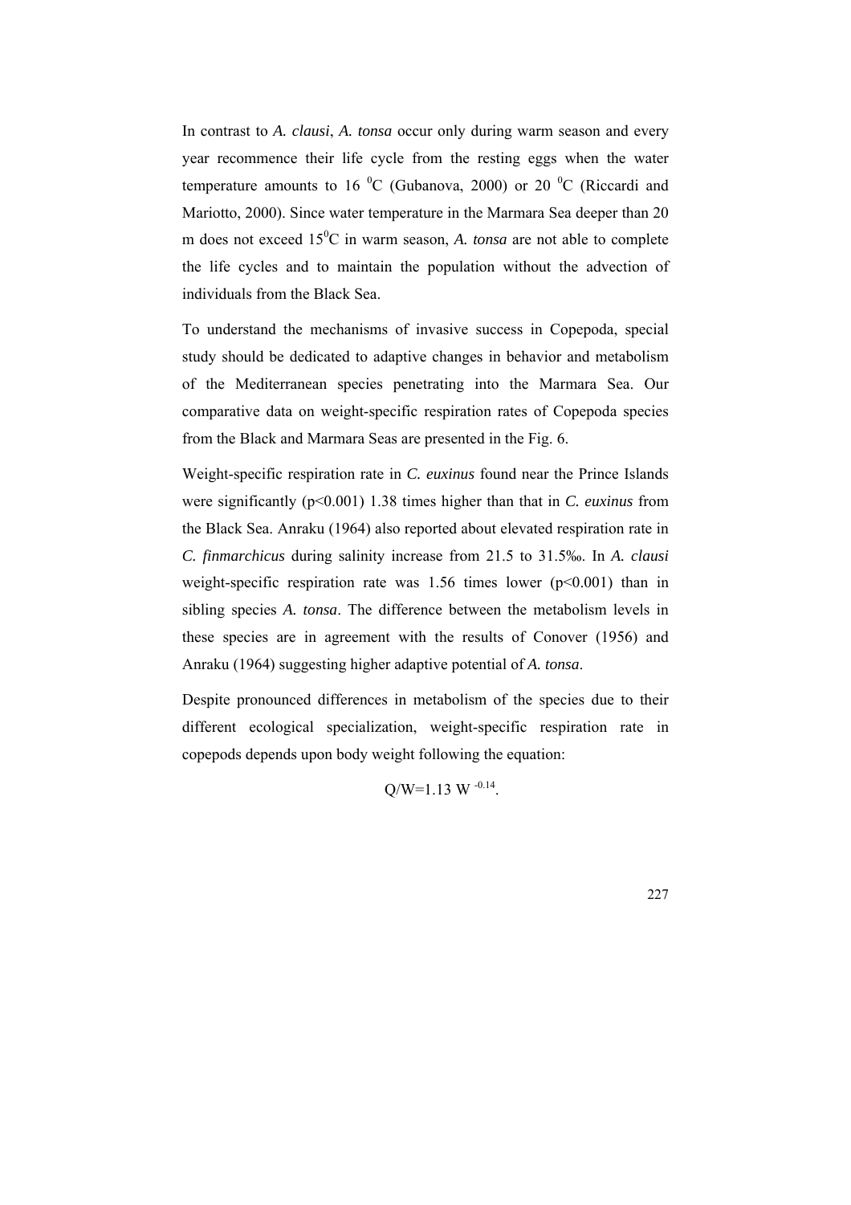In contrast to *A. clausi*, *A. tonsa* occur only during warm season and every year recommence their life cycle from the resting eggs when the water temperature amounts to 16 $^0$C (Gubanova, 2000) or 20 $^0$C (Riccardi and Mariotto, 2000). Since water temperature in the Marmara Sea deeper than 20 m does not exceed 15$^0$C in warm season, *A. tonsa* are not able to complete the life cycles and to maintain the population without the advection of individuals from the Black Sea.

To understand the mechanisms of invasive success in Copepoda, special study should be dedicated to adaptive changes in behavior and metabolism of the Mediterranean species penetrating into the Marmara Sea. Our comparative data on weight-specific respiration rates of Copepoda species from the Black and Marmara Seas are presented in the Fig. 6.

Weight-specific respiration rate in *C. euxinus* found near the Prince Islands were significantly ($p<0.001$) 1.38 times higher than that in *C. euxinus* from the Black Sea. Anraku (1964) also reported about elevated respiration rate in *C. finmarchicus* during salinity increase from 21.5 to 31.5‰. In *A. clausi* weight-specific respiration rate was 1.56 times lower ($p<0.001$) than in sibling species *A. tonsa*. The difference between the metabolism levels in these species are in agreement with the results of Conover (1956) and Anraku (1964) suggesting higher adaptive potential of *A. tonsa*.

Despite pronounced differences in metabolism of the species due to their different ecological specialization, weight-specific respiration rate in copepods depends upon body weight following the equation:

$$Q/W=1.13\ W^{-0.14}.$$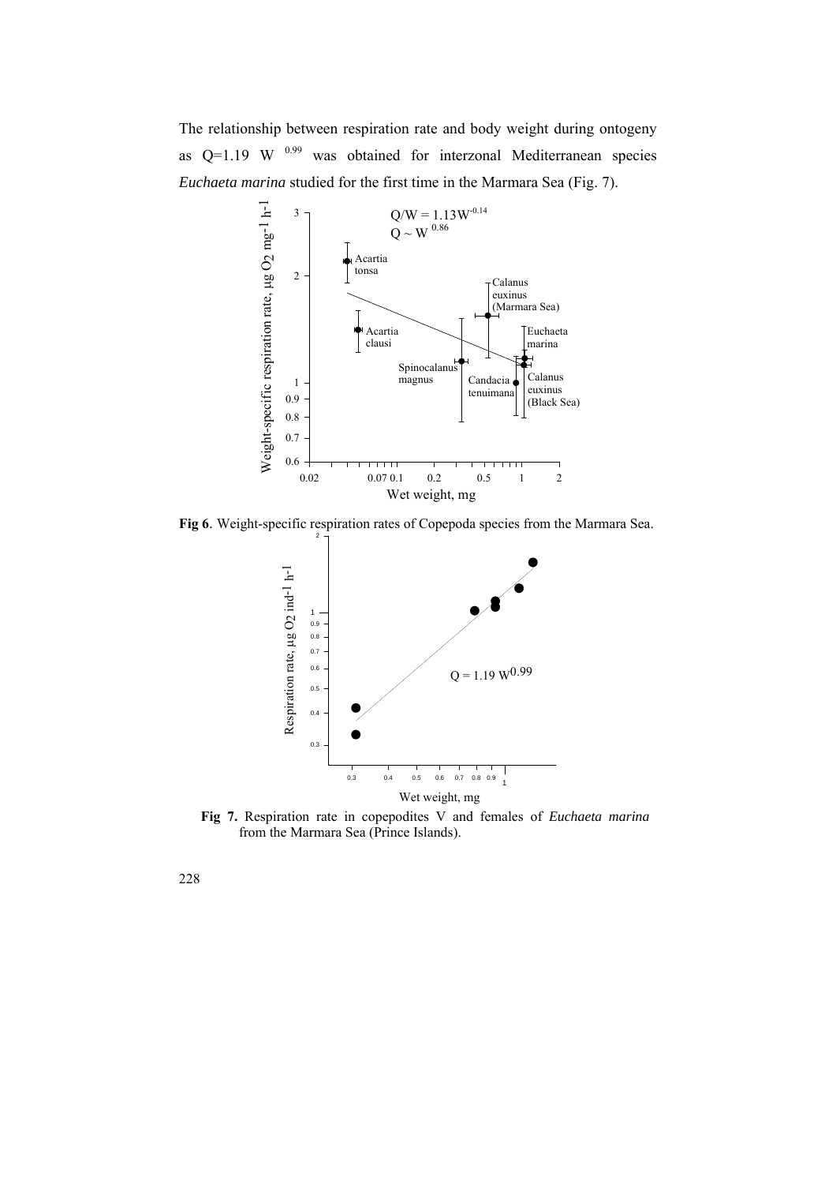The relationship between respiration rate and body weight during ontogeny as $Q=1.19\ W^{0.99}$ was obtained for interzonal Mediterranean species *Euchaeta marina* studied for the first time in the Marmara Sea (Fig. 7).

$Q/W = 1.13W^{-0.14}$

$Q \sim W^{0.86}$

Weight-specific respiration rate, μg $O_2$ $mg^{-1}$ $h^{-1}$

3
2
1
0.9
0.8
0.7
0.6

Acartia tonsa

Acartia clausi

Calanus euxinus (Marmara Sea)

Euchaeta marina

Spinocalanus magnus

Candacia tenuimana

Calanus euxinus (Black Sea)

0.02
0.07 0.1
0.2
0.5
1
2

Wet weight, mg

**Fig 6**. Weight-specific respiration rates of Copepoda species from the Marmara Sea.

Respiration rate, μg $O_2$ $ind^{-1}$ $h^{-1}$

2
1
0.9
0.8
0.7
0.6
0.5
0.4
0.3

$Q = 1.19\ W^{0.99}$

0.3
0.4
0.5
0.6
0.7
0.8
0.9
1

Wet weight, mg

**Fig 7.** Respiration rate in copepodites V and females of *Euchaeta marina* from the Marmara Sea (Prince Islands).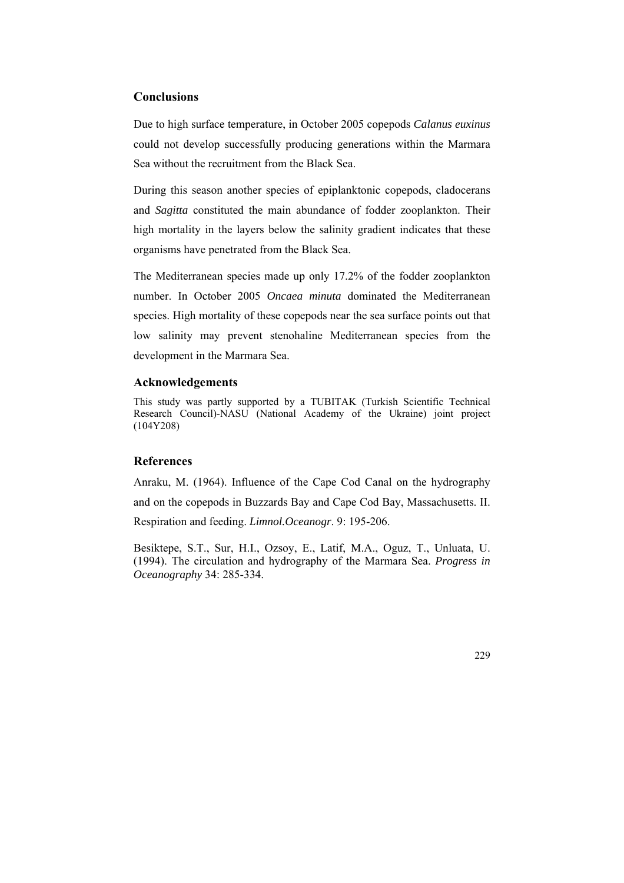## Conclusions

Due to high surface temperature, in October 2005 copepods *Calanus euxinus* could not develop successfully producing generations within the Marmara Sea without the recruitment from the Black Sea.

During this season another species of epiplanktonic copepods, cladocerans and *Sagitta* constituted the main abundance of fodder zooplankton. Their high mortality in the layers below the salinity gradient indicates that these organisms have penetrated from the Black Sea.

The Mediterranean species made up only 17.2% of the fodder zooplankton number. In October 2005 *Oncaea minuta* dominated the Mediterranean species. High mortality of these copepods near the sea surface points out that low salinity may prevent stenohaline Mediterranean species from the development in the Marmara Sea.

## Acknowledgements

This study was partly supported by a TUBITAK (Turkish Scientific Technical Research Council)-NASU (National Academy of the Ukraine) joint project (104Y208)

## References

Anraku, M. (1964). Influence of the Cape Cod Canal on the hydrography and on the copepods in Buzzards Bay and Cape Cod Bay, Massachusetts. II. Respiration and feeding. *Limnol.Oceanogr*. 9: 195-206.

Besiktepe, S.T., Sur, H.I., Ozsoy, E., Latif, M.A., Oguz, T., Unluata, U. (1994). The circulation and hydrography of the Marmara Sea. *Progress in Oceanography* 34: 285-334.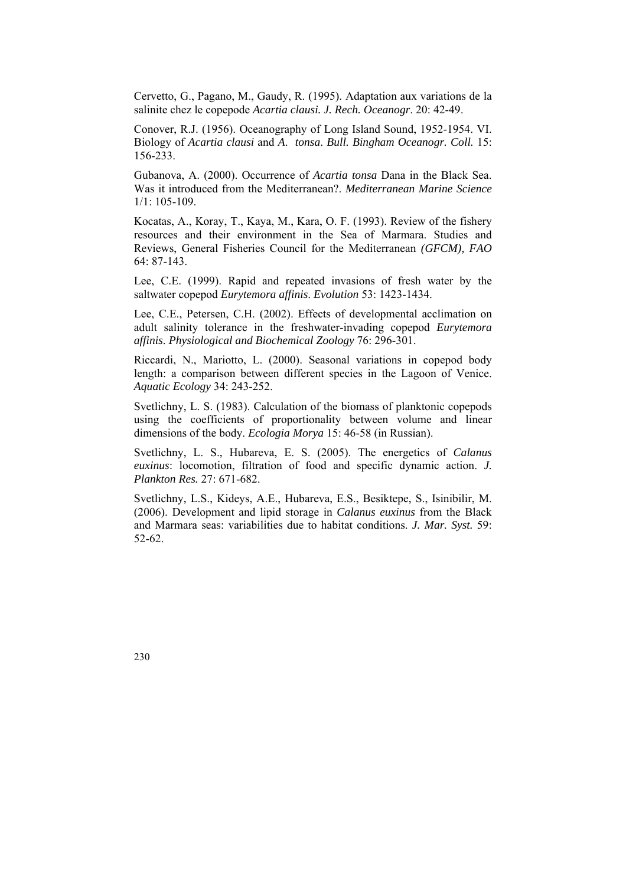Cervetto, G., Pagano, M., Gaudy, R. (1995). Adaptation aux variations de la salinite chez le copepode *Acartia clausi. J. Rech. Oceanogr*. 20: 42-49.

Conover, R.J. (1956). Oceanography of Long Island Sound, 1952-1954. VI. Biology of *Acartia clausi* and *A. tonsa*. *Bull. Bingham Oceanogr. Coll.* 15: 156-233.

Gubanova, A. (2000). Occurrence of *Acartia tonsa* Dana in the Black Sea. Was it introduced from the Mediterranean?. *Mediterranean Marine Science* 1/1: 105-109.

Kocatas, A., Koray, T., Kaya, M., Kara, O. F. (1993). Review of the fishery resources and their environment in the Sea of Marmara. Studies and Reviews, General Fisheries Council for the Mediterranean *(GFCM), FAO* 64: 87-143.

Lee, C.E. (1999). Rapid and repeated invasions of fresh water by the saltwater copepod *Eurytemora affinis*. *Evolution* 53: 1423-1434.

Lee, C.E., Petersen, C.H. (2002). Effects of developmental acclimation on adult salinity tolerance in the freshwater-invading copepod *Eurytemora affinis*. *Physiological and Biochemical Zoology* 76: 296-301.

Riccardi, N., Mariotto, L. (2000). Seasonal variations in copepod body length: a comparison between different species in the Lagoon of Venice. *Aquatic Ecology* 34: 243-252.

Svetlichny, L. S. (1983). Calculation of the biomass of planktonic copepods using the coefficients of proportionality between volume and linear dimensions of the body. *Ecologia Morya* 15: 46-58 (in Russian).

Svetlichny, L. S., Hubareva, E. S. (2005). The energetics of *Calanus euxinus*: locomotion, filtration of food and specific dynamic action. *J. Plankton Res.* 27: 671-682.

Svetlichny, L.S., Kideys, A.E., Hubareva, E.S., Besiktepe, S., Isinibilir, M. (2006). Development and lipid storage in *Calanus euxinus* from the Black and Marmara seas: variabilities due to habitat conditions. *J. Mar. Syst.* 59: 52-62.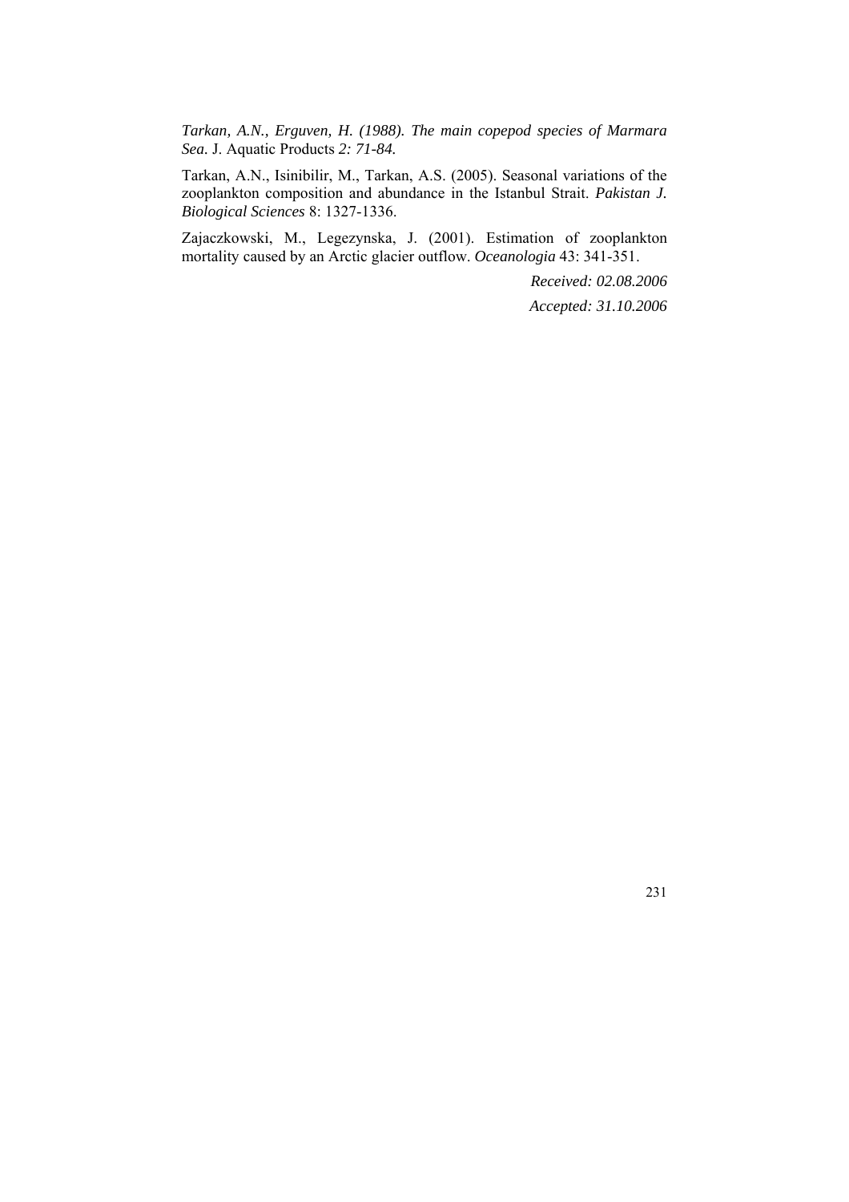*Tarkan, A.N., Erguven, H. (1988). The main copepod species of Marmara Sea.* J. Aquatic Products *2: 71-84.*

Tarkan, A.N., Isinibilir, M., Tarkan, A.S. (2005). Seasonal variations of the zooplankton composition and abundance in the Istanbul Strait. *Pakistan J. Biological Sciences* 8: 1327-1336.

Zajaczkowski, M., Legezynska, J. (2001). Estimation of zooplankton mortality caused by an Arctic glacier outflow. *Oceanologia* 43: 341-351.

*Received: 02.08.2006*

*Accepted: 31.10.2006*